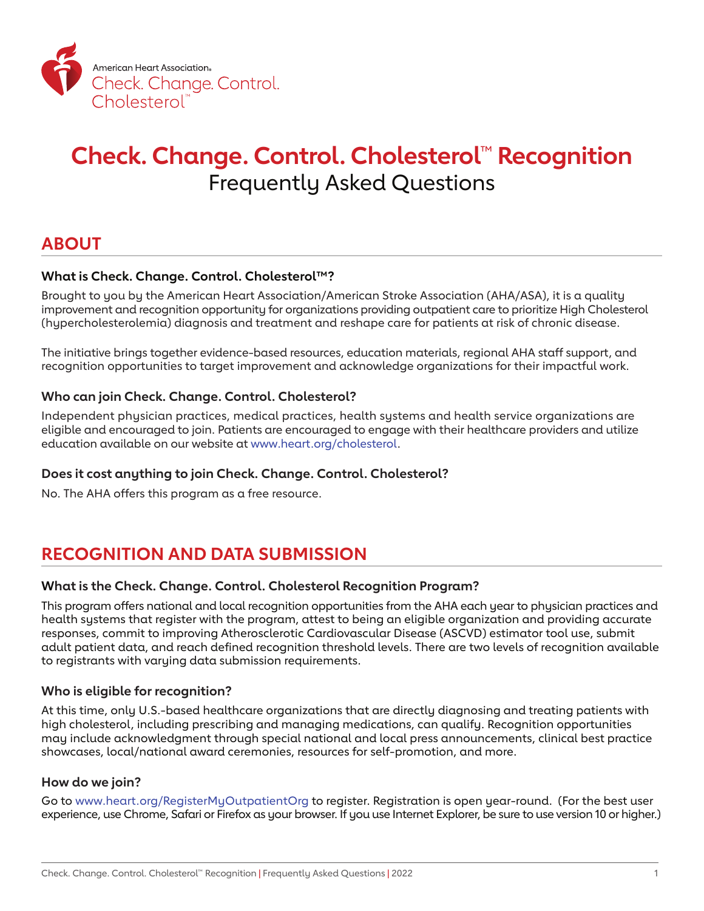American Heart Association.
Check. Change. Control. Cholesterol™

# Check. Change. Control. Cholesterol™ Recognition

## Frequently Asked Questions

## ABOUT

### What is Check. Change. Control. Cholesterol™?

Brought to you by the American Heart Association/American Stroke Association (AHA/ASA), it is a quality improvement and recognition opportunity for organizations providing outpatient care to prioritize High Cholesterol (hypercholesterolemia) diagnosis and treatment and reshape care for patients at risk of chronic disease.

The initiative brings together evidence-based resources, education materials, regional AHA staff support, and recognition opportunities to target improvement and acknowledge organizations for their impactful work.

### Who can join Check. Change. Control. Cholesterol?

Independent physician practices, medical practices, health systems and health service organizations are eligible and encouraged to join. Patients are encouraged to engage with their healthcare providers and utilize education available on our website at www.heart.org/cholesterol.

### Does it cost anything to join Check. Change. Control. Cholesterol?

No. The AHA offers this program as a free resource.

## RECOGNITION AND DATA SUBMISSION

### What is the Check. Change. Control. Cholesterol Recognition Program?

This program offers national and local recognition opportunities from the AHA each year to physician practices and health systems that register with the program, attest to being an eligible organization and providing accurate responses, commit to improving Atherosclerotic Cardiovascular Disease (ASCVD) estimator tool use, submit adult patient data, and reach defined recognition threshold levels. There are two levels of recognition available to registrants with varying data submission requirements.

### Who is eligible for recognition?

At this time, only U.S.-based healthcare organizations that are directly diagnosing and treating patients with high cholesterol, including prescribing and managing medications, can qualify. Recognition opportunities may include acknowledgment through special national and local press announcements, clinical best practice showcases, local/national award ceremonies, resources for self-promotion, and more.

### How do we join?

Go to www.heart.org/RegisterMyOutpatientOrg to register. Registration is open year-round. (For the best user experience, use Chrome, Safari or Firefox as your browser. If you use Internet Explorer, be sure to use version 10 or higher.)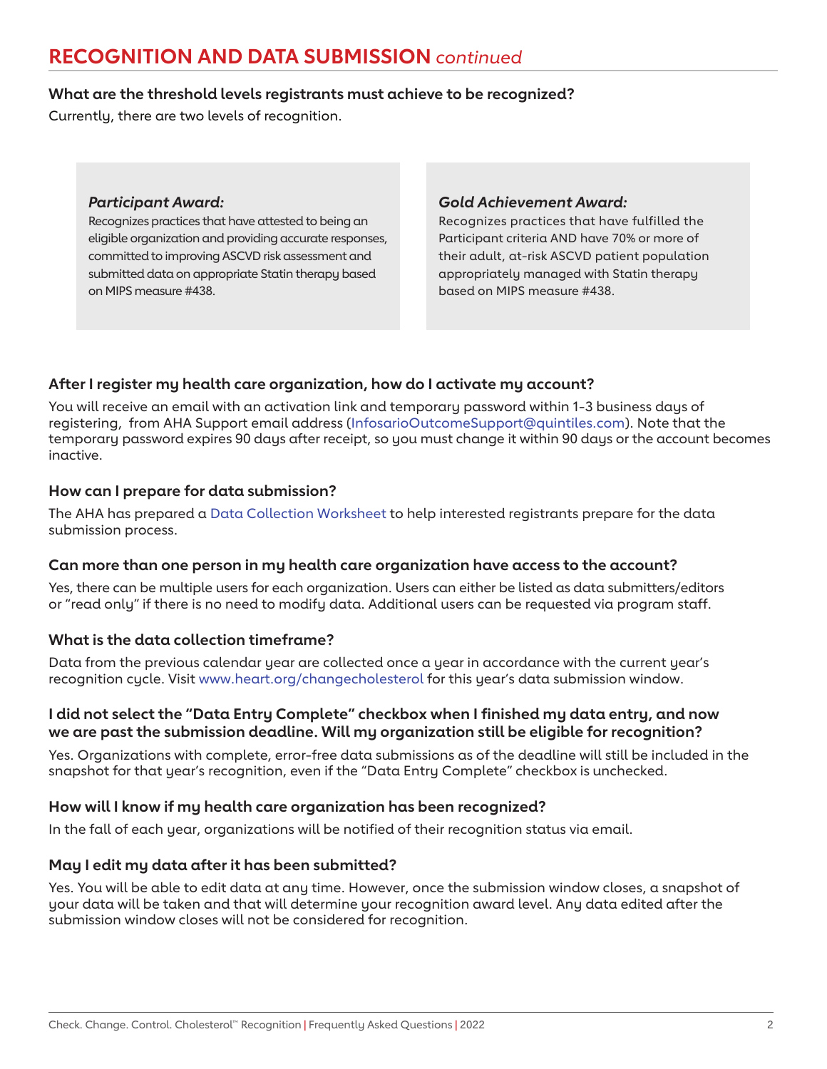## RECOGNITION AND DATA SUBMISSION *continued*

### What are the threshold levels registrants must achieve to be recognized?

Currently, there are two levels of recognition.

***Participant Award:***
Recognizes practices that have attested to being an eligible organization and providing accurate responses, committed to improving ASCVD risk assessment and submitted data on appropriate Statin therapy based on MIPS measure #438.

***Gold Achievement Award:***
Recognizes practices that have fulfilled the Participant criteria AND have 70% or more of their adult, at-risk ASCVD patient population appropriately managed with Statin therapy based on MIPS measure #438.

### After I register my health care organization, how do I activate my account?

You will receive an email with an activation link and temporary password within 1-3 business days of registering, from AHA Support email address (InfosarioOutcomeSupport@quintiles.com). Note that the temporary password expires 90 days after receipt, so you must change it within 90 days or the account becomes inactive.

### How can I prepare for data submission?

The AHA has prepared a Data Collection Worksheet to help interested registrants prepare for the data submission process.

### Can more than one person in my health care organization have access to the account?

Yes, there can be multiple users for each organization. Users can either be listed as data submitters/editors or "read only" if there is no need to modify data. Additional users can be requested via program staff.

### What is the data collection timeframe?

Data from the previous calendar year are collected once a year in accordance with the current year's recognition cycle. Visit www.heart.org/changecholesterol for this year's data submission window.

### I did not select the "Data Entry Complete" checkbox when I finished my data entry, and now we are past the submission deadline. Will my organization still be eligible for recognition?

Yes. Organizations with complete, error-free data submissions as of the deadline will still be included in the snapshot for that year's recognition, even if the "Data Entry Complete" checkbox is unchecked.

### How will I know if my health care organization has been recognized?

In the fall of each year, organizations will be notified of their recognition status via email.

### May I edit my data after it has been submitted?

Yes. You will be able to edit data at any time. However, once the submission window closes, a snapshot of your data will be taken and that will determine your recognition award level. Any data edited after the submission window closes will not be considered for recognition.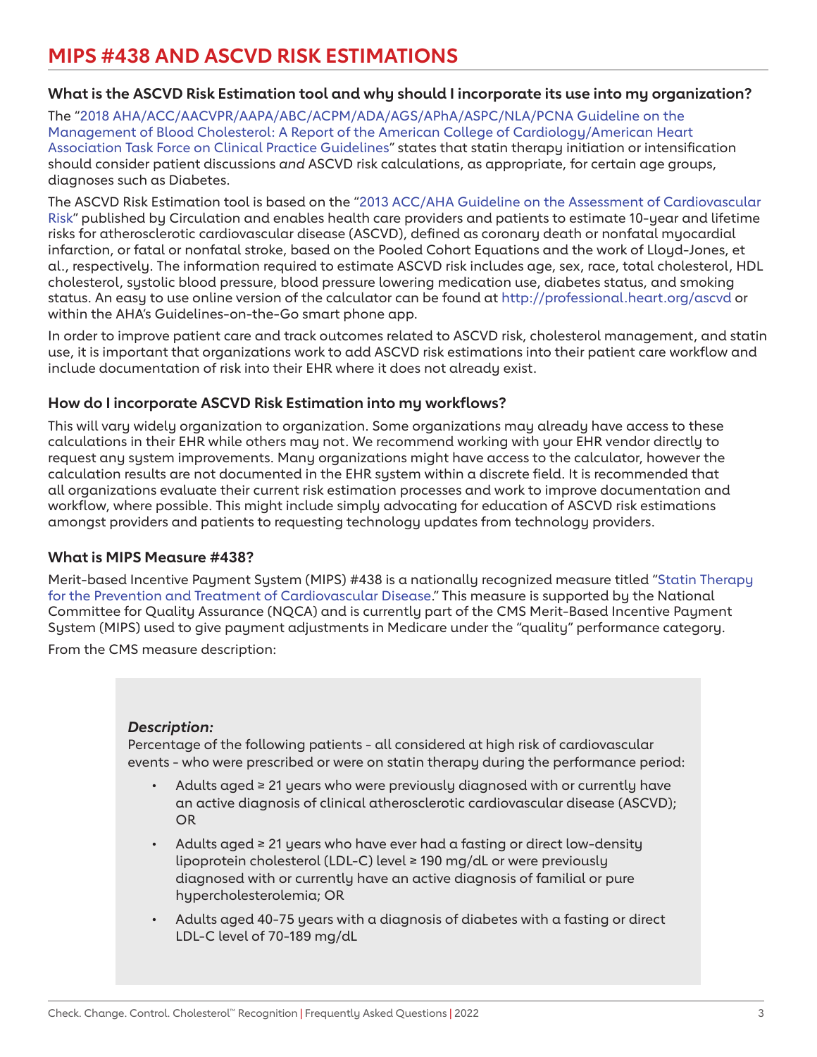# MIPS #438 AND ASCVD RISK ESTIMATIONS

### What is the ASCVD Risk Estimation tool and why should I incorporate its use into my organization?

The "2018 AHA/ACC/AACVPR/AAPA/ABC/ACPM/ADA/AGS/APhA/ASPC/NLA/PCNA Guideline on the Management of Blood Cholesterol: A Report of the American College of Cardiology/American Heart Association Task Force on Clinical Practice Guidelines" states that statin therapy initiation or intensification should consider patient discussions *and* ASCVD risk calculations, as appropriate, for certain age groups, diagnoses such as Diabetes.

The ASCVD Risk Estimation tool is based on the "2013 ACC/AHA Guideline on the Assessment of Cardiovascular Risk" published by Circulation and enables health care providers and patients to estimate 10-year and lifetime risks for atherosclerotic cardiovascular disease (ASCVD), defined as coronary death or nonfatal myocardial infarction, or fatal or nonfatal stroke, based on the Pooled Cohort Equations and the work of Lloyd-Jones, et al., respectively. The information required to estimate ASCVD risk includes age, sex, race, total cholesterol, HDL cholesterol, systolic blood pressure, blood pressure lowering medication use, diabetes status, and smoking status. An easy to use online version of the calculator can be found at http://professional.heart.org/ascvd or within the AHA's Guidelines-on-the-Go smart phone app.

In order to improve patient care and track outcomes related to ASCVD risk, cholesterol management, and statin use, it is important that organizations work to add ASCVD risk estimations into their patient care workflow and include documentation of risk into their EHR where it does not already exist.

### How do I incorporate ASCVD Risk Estimation into my workflows?

This will vary widely organization to organization. Some organizations may already have access to these calculations in their EHR while others may not. We recommend working with your EHR vendor directly to request any system improvements. Many organizations might have access to the calculator, however the calculation results are not documented in the EHR system within a discrete field. It is recommended that all organizations evaluate their current risk estimation processes and work to improve documentation and workflow, where possible. This might include simply advocating for education of ASCVD risk estimations amongst providers and patients to requesting technology updates from technology providers.

### What is MIPS Measure #438?

Merit-based Incentive Payment System (MIPS) #438 is a nationally recognized measure titled "Statin Therapy for the Prevention and Treatment of Cardiovascular Disease." This measure is supported by the National Committee for Quality Assurance (NQCA) and is currently part of the CMS Merit-Based Incentive Payment System (MIPS) used to give payment adjustments in Medicare under the "quality" performance category.

From the CMS measure description:

> ***Description:***
>
> Percentage of the following patients - all considered at high risk of cardiovascular events - who were prescribed or were on statin therapy during the performance period:
>
> - Adults aged ≥ 21 years who were previously diagnosed with or currently have an active diagnosis of clinical atherosclerotic cardiovascular disease (ASCVD); OR
> - Adults aged ≥ 21 years who have ever had a fasting or direct low-density lipoprotein cholesterol (LDL-C) level ≥ 190 mg/dL or were previously diagnosed with or currently have an active diagnosis of familial or pure hypercholesterolemia; OR
> - Adults aged 40-75 years with a diagnosis of diabetes with a fasting or direct LDL-C level of 70-189 mg/dL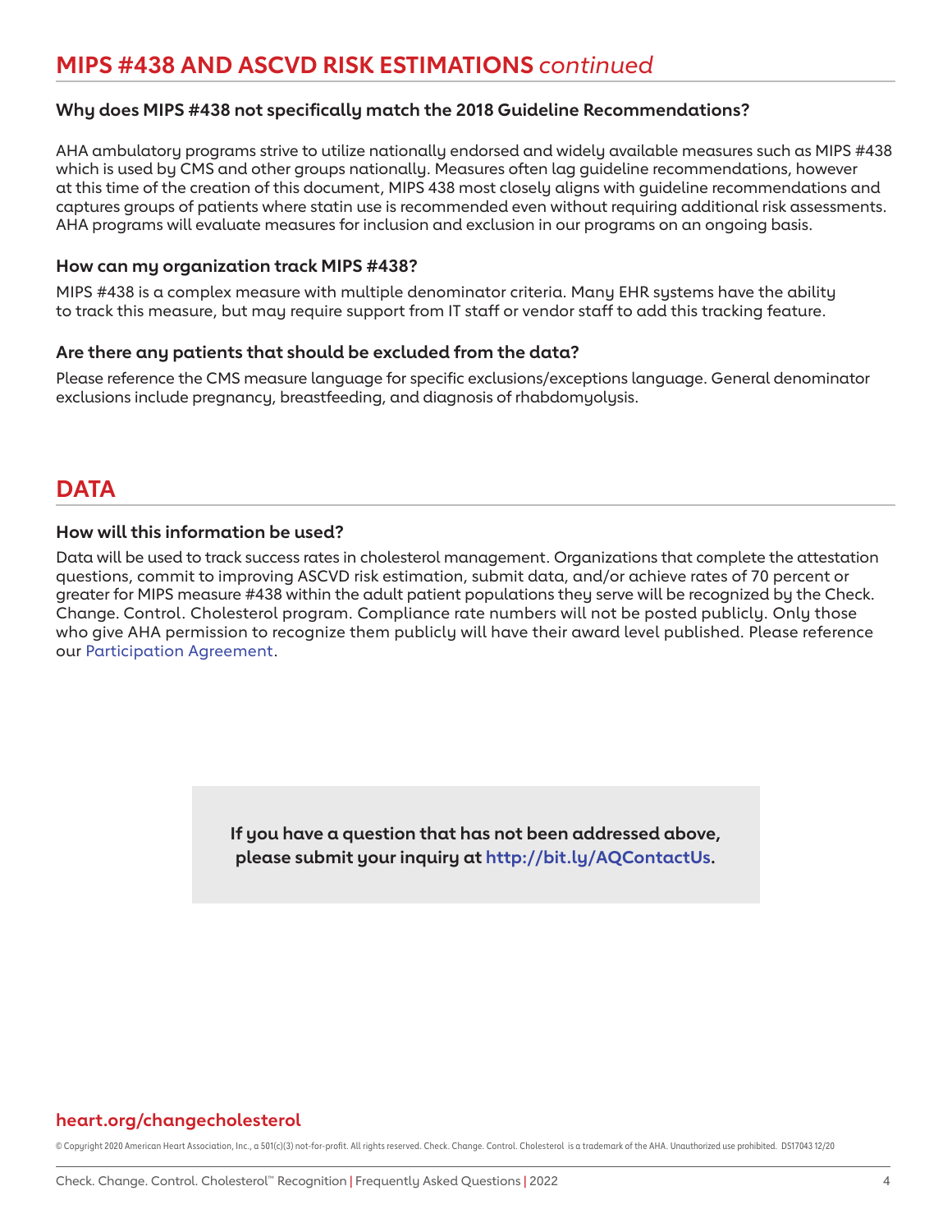## MIPS #438 AND ASCVD RISK ESTIMATIONS *continued*

### Why does MIPS #438 not specifically match the 2018 Guideline Recommendations?

AHA ambulatory programs strive to utilize nationally endorsed and widely available measures such as MIPS #438 which is used by CMS and other groups nationally. Measures often lag guideline recommendations, however at this time of the creation of this document, MIPS 438 most closely aligns with guideline recommendations and captures groups of patients where statin use is recommended even without requiring additional risk assessments. AHA programs will evaluate measures for inclusion and exclusion in our programs on an ongoing basis.

### How can my organization track MIPS #438?

MIPS #438 is a complex measure with multiple denominator criteria. Many EHR systems have the ability to track this measure, but may require support from IT staff or vendor staff to add this tracking feature.

### Are there any patients that should be excluded from the data?

Please reference the CMS measure language for specific exclusions/exceptions language. General denominator exclusions include pregnancy, breastfeeding, and diagnosis of rhabdomyolysis.

## DATA

### How will this information be used?

Data will be used to track success rates in cholesterol management. Organizations that complete the attestation questions, commit to improving ASCVD risk estimation, submit data, and/or achieve rates of 70 percent or greater for MIPS measure #438 within the adult patient populations they serve will be recognized by the Check. Change. Control. Cholesterol program. Compliance rate numbers will not be posted publicly. Only those who give AHA permission to recognize them publicly will have their award level published. Please reference our Participation Agreement.

**If you have a question that has not been addressed above, please submit your inquiry at http://bit.ly/AQContactUs.**

**heart.org/changecholesterol**

© Copyright 2020 American Heart Association, Inc., a 501(c)(3) not-for-profit. All rights reserved. Check. Change. Control. Cholesterol is a trademark of the AHA. Unauthorized use prohibited. DS17043 12/20